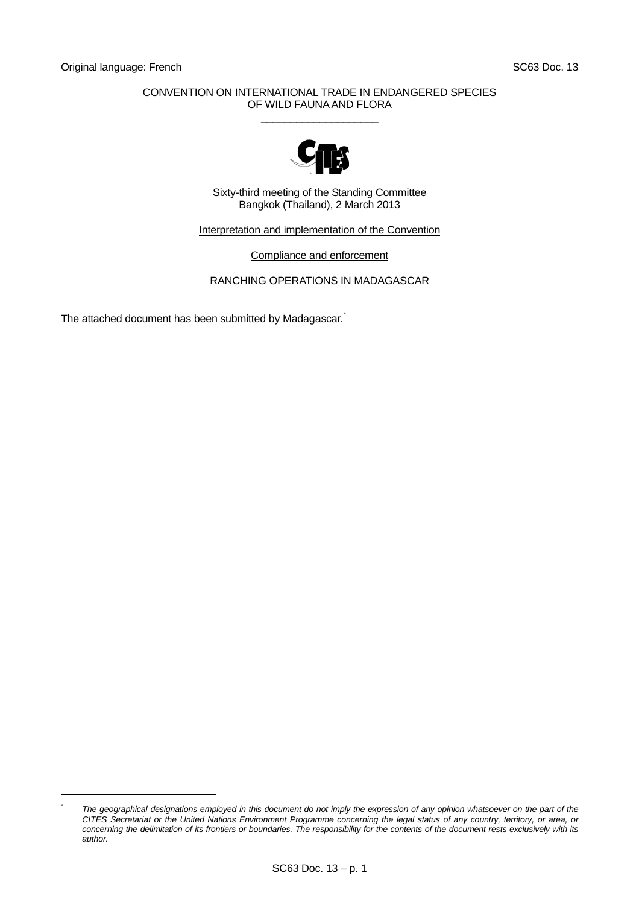Original language: French

SC63 Doc. 13

CONVENTION ON INTERNATIONAL TRADE IN ENDANGERED SPECIES
OF WILD FAUNA AND FLORA

\_\_\_\_\_\_\_\_\_\_\_\_\_\_\_\_\_\_\_\_

Sixty-third meeting of the Standing Committee
Bangkok (Thailand), 2 March 2013

Interpretation and implementation of the Convention

Compliance and enforcement

RANCHING OPERATIONS IN MADAGASCAR

The attached document has been submitted by Madagascar.*

---

* *The geographical designations employed in this document do not imply the expression of any opinion whatsoever on the part of the CITES Secretariat or the United Nations Environment Programme concerning the legal status of any country, territory, or area, or concerning the delimitation of its frontiers or boundaries. The responsibility for the contents of the document rests exclusively with its author.*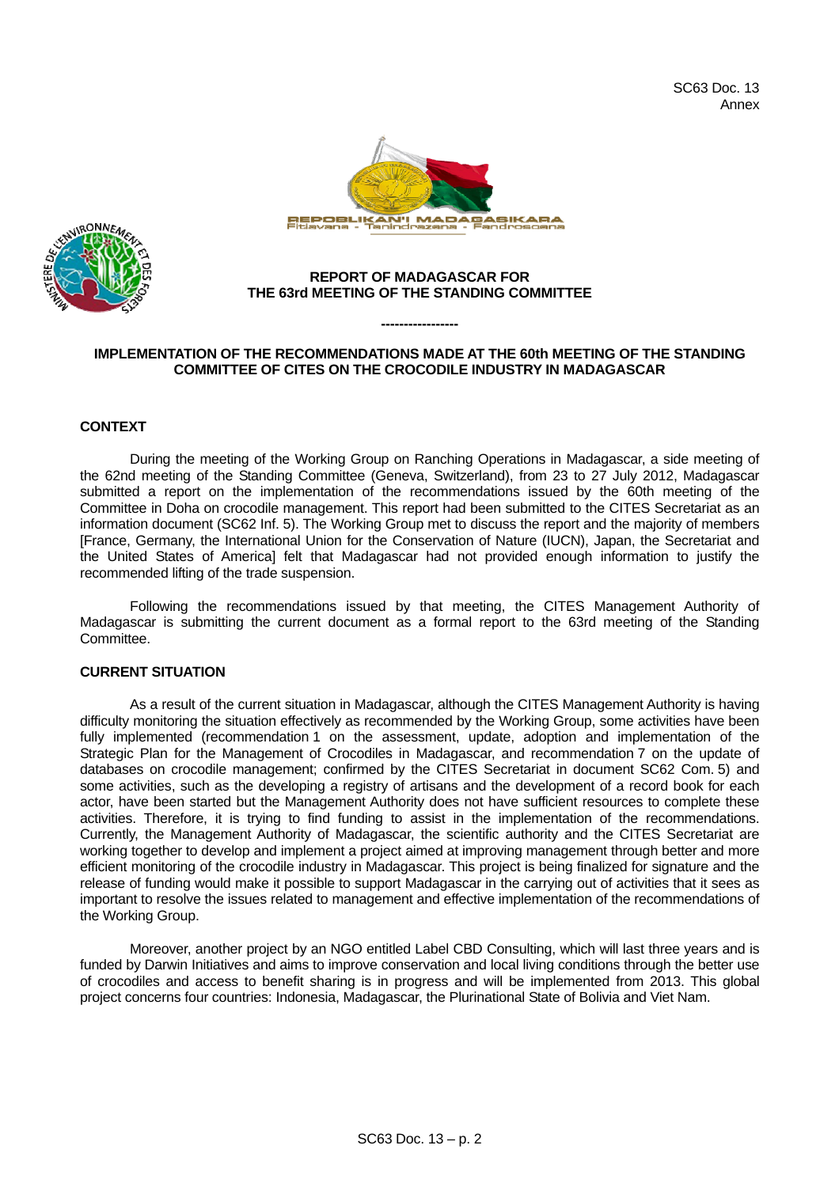SC63 Doc. 13
Annex

REPOBLIKAN'I MADAGASIKARA
Fitiavana - Tanindrazana - Fandrosoana

**REPORT OF MADAGASCAR FOR**
**THE 63rd MEETING OF THE STANDING COMMITTEE**

-----------------

**IMPLEMENTATION OF THE RECOMMENDATIONS MADE AT THE 60th MEETING OF THE STANDING COMMITTEE OF CITES ON THE CROCODILE INDUSTRY IN MADAGASCAR**

## CONTEXT

During the meeting of the Working Group on Ranching Operations in Madagascar, a side meeting of the 62nd meeting of the Standing Committee (Geneva, Switzerland), from 23 to 27 July 2012, Madagascar submitted a report on the implementation of the recommendations issued by the 60th meeting of the Committee in Doha on crocodile management. This report had been submitted to the CITES Secretariat as an information document (SC62 Inf. 5). The Working Group met to discuss the report and the majority of members [France, Germany, the International Union for the Conservation of Nature (IUCN), Japan, the Secretariat and the United States of America] felt that Madagascar had not provided enough information to justify the recommended lifting of the trade suspension.

Following the recommendations issued by that meeting, the CITES Management Authority of Madagascar is submitting the current document as a formal report to the 63rd meeting of the Standing Committee.

## CURRENT SITUATION

As a result of the current situation in Madagascar, although the CITES Management Authority is having difficulty monitoring the situation effectively as recommended by the Working Group, some activities have been fully implemented (recommendation 1 on the assessment, update, adoption and implementation of the Strategic Plan for the Management of Crocodiles in Madagascar, and recommendation 7 on the update of databases on crocodile management; confirmed by the CITES Secretariat in document SC62 Com. 5) and some activities, such as the developing a registry of artisans and the development of a record book for each actor, have been started but the Management Authority does not have sufficient resources to complete these activities. Therefore, it is trying to find funding to assist in the implementation of the recommendations. Currently, the Management Authority of Madagascar, the scientific authority and the CITES Secretariat are working together to develop and implement a project aimed at improving management through better and more efficient monitoring of the crocodile industry in Madagascar. This project is being finalized for signature and the release of funding would make it possible to support Madagascar in the carrying out of activities that it sees as important to resolve the issues related to management and effective implementation of the recommendations of the Working Group.

Moreover, another project by an NGO entitled Label CBD Consulting, which will last three years and is funded by Darwin Initiatives and aims to improve conservation and local living conditions through the better use of crocodiles and access to benefit sharing is in progress and will be implemented from 2013. This global project concerns four countries: Indonesia, Madagascar, the Plurinational State of Bolivia and Viet Nam.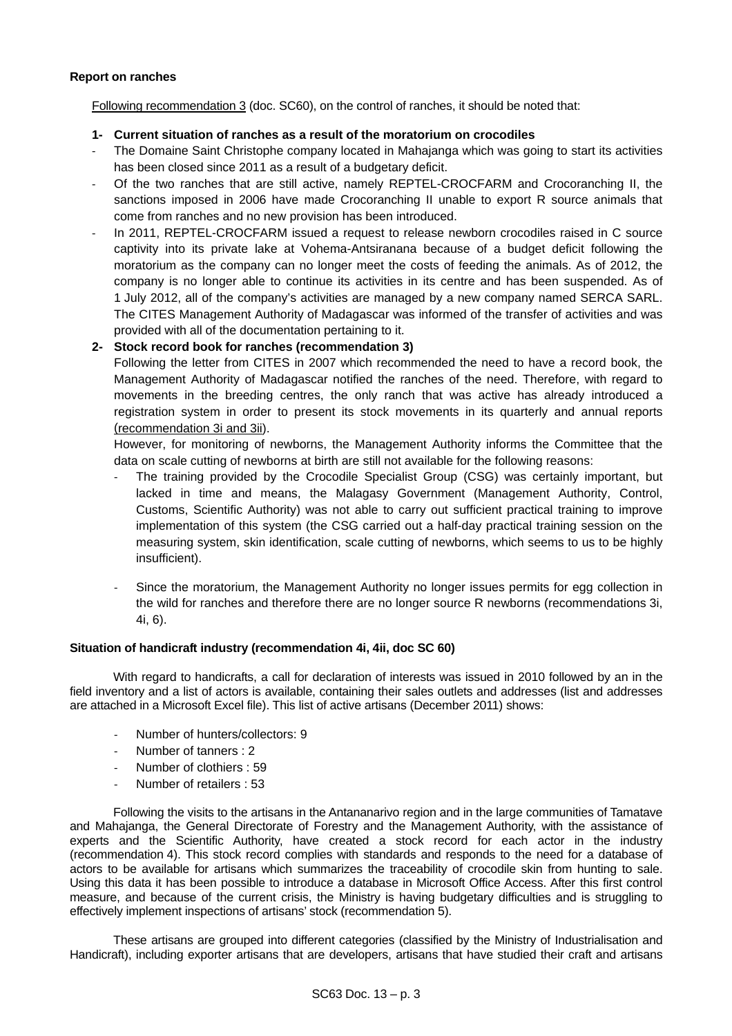**Report on ranches**

Following recommendation 3 (doc. SC60), on the control of ranches, it should be noted that:

**1- Current situation of ranches as a result of the moratorium on crocodiles**

- The Domaine Saint Christophe company located in Mahajanga which was going to start its activities has been closed since 2011 as a result of a budgetary deficit.
- Of the two ranches that are still active, namely REPTEL-CROCFARM and Crocoranching II, the sanctions imposed in 2006 have made Crocoranching II unable to export R source animals that come from ranches and no new provision has been introduced.
- In 2011, REPTEL-CROCFARM issued a request to release newborn crocodiles raised in C source captivity into its private lake at Vohema-Antsiranana because of a budget deficit following the moratorium as the company can no longer meet the costs of feeding the animals. As of 2012, the company is no longer able to continue its activities in its centre and has been suspended. As of 1 July 2012, all of the company's activities are managed by a new company named SERCA SARL. The CITES Management Authority of Madagascar was informed of the transfer of activities and was provided with all of the documentation pertaining to it.

**2- Stock record book for ranches (recommendation 3)**

Following the letter from CITES in 2007 which recommended the need to have a record book, the Management Authority of Madagascar notified the ranches of the need. Therefore, with regard to movements in the breeding centres, the only ranch that was active has already introduced a registration system in order to present its stock movements in its quarterly and annual reports (recommendation 3i and 3ii).

However, for monitoring of newborns, the Management Authority informs the Committee that the data on scale cutting of newborns at birth are still not available for the following reasons:

- The training provided by the Crocodile Specialist Group (CSG) was certainly important, but lacked in time and means, the Malagasy Government (Management Authority, Control, Customs, Scientific Authority) was not able to carry out sufficient practical training to improve implementation of this system (the CSG carried out a half-day practical training session on the measuring system, skin identification, scale cutting of newborns, which seems to us to be highly insufficient).
- Since the moratorium, the Management Authority no longer issues permits for egg collection in the wild for ranches and therefore there are no longer source R newborns (recommendations 3i, 4i, 6).

**Situation of handicraft industry (recommendation 4i, 4ii, doc SC 60)**

With regard to handicrafts, a call for declaration of interests was issued in 2010 followed by an in the field inventory and a list of actors is available, containing their sales outlets and addresses (list and addresses are attached in a Microsoft Excel file). This list of active artisans (December 2011) shows:

- Number of hunters/collectors: 9
- Number of tanners : 2
- Number of clothiers : 59
- Number of retailers : 53

Following the visits to the artisans in the Antananarivo region and in the large communities of Tamatave and Mahajanga, the General Directorate of Forestry and the Management Authority, with the assistance of experts and the Scientific Authority, have created a stock record for each actor in the industry (recommendation 4). This stock record complies with standards and responds to the need for a database of actors to be available for artisans which summarizes the traceability of crocodile skin from hunting to sale. Using this data it has been possible to introduce a database in Microsoft Office Access. After this first control measure, and because of the current crisis, the Ministry is having budgetary difficulties and is struggling to effectively implement inspections of artisans' stock (recommendation 5).

These artisans are grouped into different categories (classified by the Ministry of Industrialisation and Handicraft), including exporter artisans that are developers, artisans that have studied their craft and artisans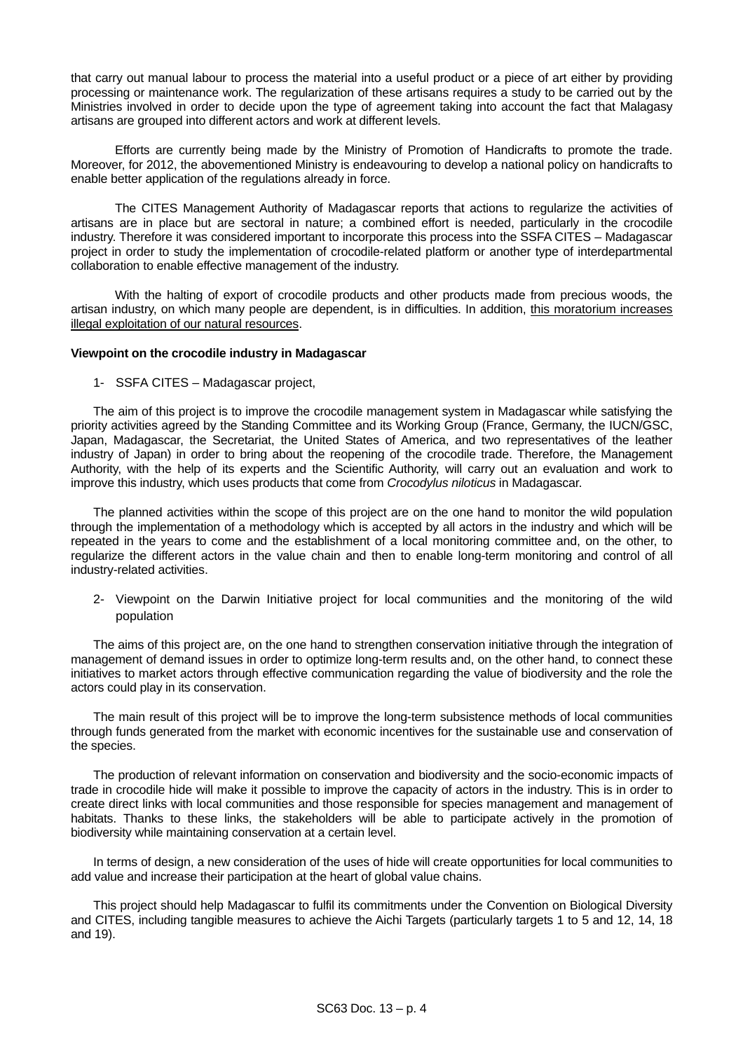that carry out manual labour to process the material into a useful product or a piece of art either by providing processing or maintenance work. The regularization of these artisans requires a study to be carried out by the Ministries involved in order to decide upon the type of agreement taking into account the fact that Malagasy artisans are grouped into different actors and work at different levels.

Efforts are currently being made by the Ministry of Promotion of Handicrafts to promote the trade. Moreover, for 2012, the abovementioned Ministry is endeavouring to develop a national policy on handicrafts to enable better application of the regulations already in force.

The CITES Management Authority of Madagascar reports that actions to regularize the activities of artisans are in place but are sectoral in nature; a combined effort is needed, particularly in the crocodile industry. Therefore it was considered important to incorporate this process into the SSFA CITES – Madagascar project in order to study the implementation of crocodile-related platform or another type of interdepartmental collaboration to enable effective management of the industry.

With the halting of export of crocodile products and other products made from precious woods, the artisan industry, on which many people are dependent, is in difficulties. In addition, <u>this moratorium increases illegal exploitation of our natural resources</u>.

**Viewpoint on the crocodile industry in Madagascar**

1- SSFA CITES – Madagascar project,

The aim of this project is to improve the crocodile management system in Madagascar while satisfying the priority activities agreed by the Standing Committee and its Working Group (France, Germany, the IUCN/GSC, Japan, Madagascar, the Secretariat, the United States of America, and two representatives of the leather industry of Japan) in order to bring about the reopening of the crocodile trade. Therefore, the Management Authority, with the help of its experts and the Scientific Authority, will carry out an evaluation and work to improve this industry, which uses products that come from *Crocodylus niloticus* in Madagascar.

The planned activities within the scope of this project are on the one hand to monitor the wild population through the implementation of a methodology which is accepted by all actors in the industry and which will be repeated in the years to come and the establishment of a local monitoring committee and, on the other, to regularize the different actors in the value chain and then to enable long-term monitoring and control of all industry-related activities.

2- Viewpoint on the Darwin Initiative project for local communities and the monitoring of the wild population

The aims of this project are, on the one hand to strengthen conservation initiative through the integration of management of demand issues in order to optimize long-term results and, on the other hand, to connect these initiatives to market actors through effective communication regarding the value of biodiversity and the role the actors could play in its conservation.

The main result of this project will be to improve the long-term subsistence methods of local communities through funds generated from the market with economic incentives for the sustainable use and conservation of the species.

The production of relevant information on conservation and biodiversity and the socio-economic impacts of trade in crocodile hide will make it possible to improve the capacity of actors in the industry. This is in order to create direct links with local communities and those responsible for species management and management of habitats. Thanks to these links, the stakeholders will be able to participate actively in the promotion of biodiversity while maintaining conservation at a certain level.

In terms of design, a new consideration of the uses of hide will create opportunities for local communities to add value and increase their participation at the heart of global value chains.

This project should help Madagascar to fulfil its commitments under the Convention on Biological Diversity and CITES, including tangible measures to achieve the Aichi Targets (particularly targets 1 to 5 and 12, 14, 18 and 19).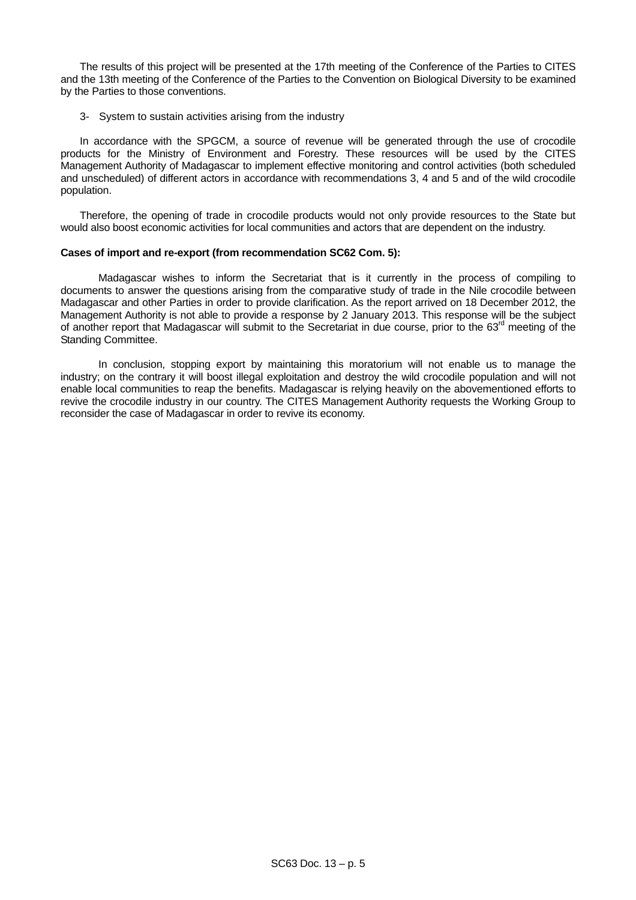The results of this project will be presented at the 17th meeting of the Conference of the Parties to CITES and the 13th meeting of the Conference of the Parties to the Convention on Biological Diversity to be examined by the Parties to those conventions.

3- System to sustain activities arising from the industry

In accordance with the SPGCM, a source of revenue will be generated through the use of crocodile products for the Ministry of Environment and Forestry. These resources will be used by the CITES Management Authority of Madagascar to implement effective monitoring and control activities (both scheduled and unscheduled) of different actors in accordance with recommendations 3, 4 and 5 and of the wild crocodile population.

Therefore, the opening of trade in crocodile products would not only provide resources to the State but would also boost economic activities for local communities and actors that are dependent on the industry.

**Cases of import and re-export (from recommendation SC62 Com. 5):**

Madagascar wishes to inform the Secretariat that is it currently in the process of compiling to documents to answer the questions arising from the comparative study of trade in the Nile crocodile between Madagascar and other Parties in order to provide clarification. As the report arrived on 18 December 2012, the Management Authority is not able to provide a response by 2 January 2013. This response will be the subject of another report that Madagascar will submit to the Secretariat in due course, prior to the 63rd meeting of the Standing Committee.

In conclusion, stopping export by maintaining this moratorium will not enable us to manage the industry; on the contrary it will boost illegal exploitation and destroy the wild crocodile population and will not enable local communities to reap the benefits. Madagascar is relying heavily on the abovementioned efforts to revive the crocodile industry in our country. The CITES Management Authority requests the Working Group to reconsider the case of Madagascar in order to revive its economy.